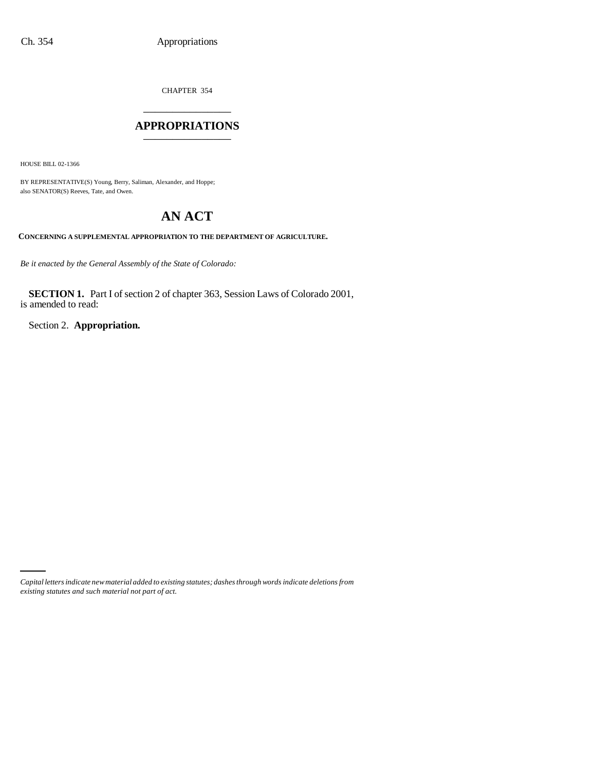CHAPTER 354

# APPROPRIATIONS

HOUSE BILL 02-1366

BY REPRESENTATIVE(S) Young, Berry, Saliman, Alexander, and Hoppe;
also SENATOR(S) Reeves, Tate, and Owen.

# AN ACT

**CONCERNING A SUPPLEMENTAL APPROPRIATION TO THE DEPARTMENT OF AGRICULTURE.**

*Be it enacted by the General Assembly of the State of Colorado:*

**SECTION 1.** Part I of section 2 of chapter 363, Session Laws of Colorado 2001, is amended to read:

Section 2. **Appropriation.**

*Capital letters indicate new material added to existing statutes; dashes through words indicate deletions from existing statutes and such material not part of act.*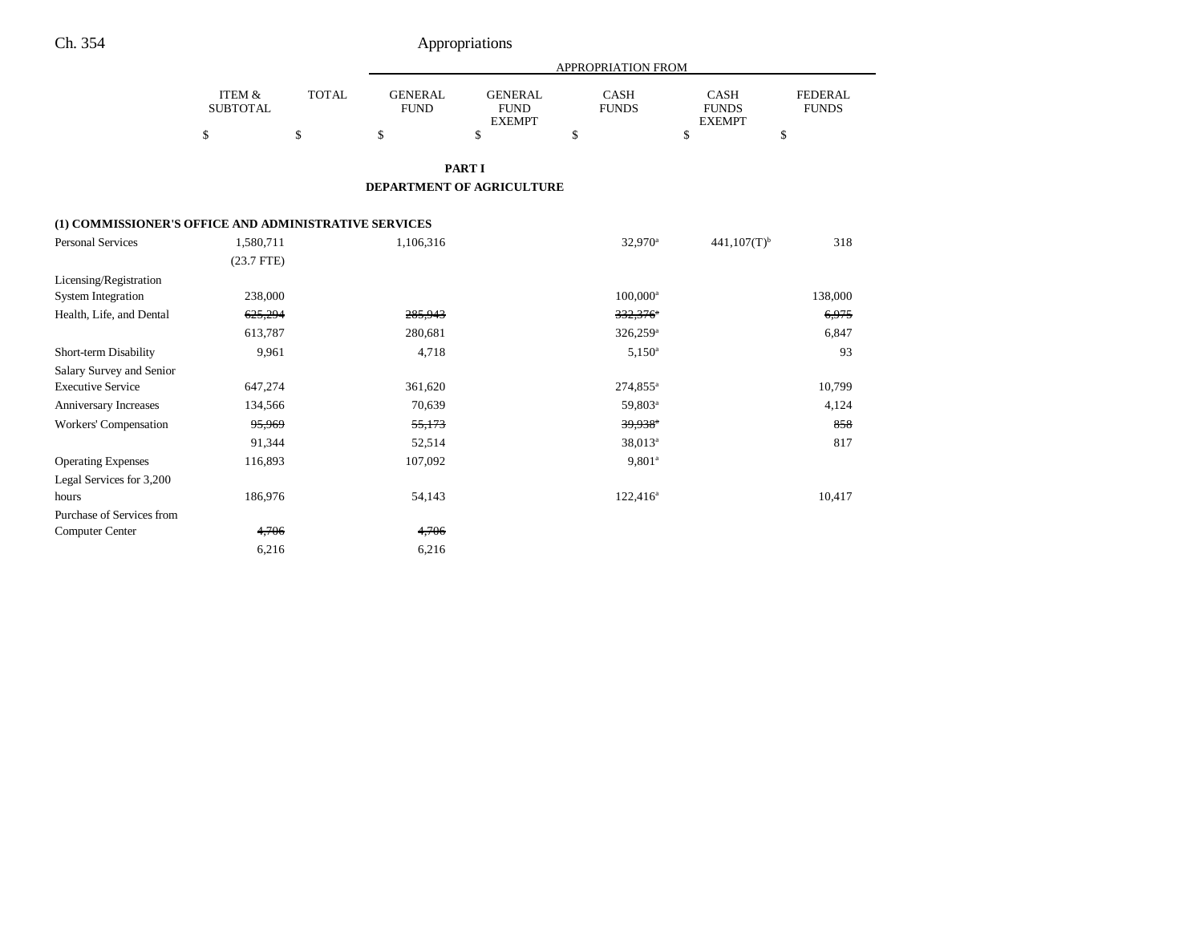| | ITEM & SUBTOTAL | TOTAL | APPROPRIATION FROM | | | | |
|---|---|---|---|---|---|---|---|
| | | | GENERAL FUND | GENERAL FUND EXEMPT | CASH FUNDS | CASH FUNDS EXEMPT | FEDERAL FUNDS |
| | $ | $ | $ | $ | $ | $ | $ |

**PART I**

**DEPARTMENT OF AGRICULTURE**

**(1) COMMISSIONER'S OFFICE AND ADMINISTRATIVE SERVICES**

| | ITEM & SUBTOTAL | TOTAL | GENERAL FUND | GENERAL FUND EXEMPT | CASH FUNDS | CASH FUNDS EXEMPT | FEDERAL FUNDS |
|---|---|---|---|---|---|---|---|
| Personal Services | 1,580,711 | | 1,106,316 | | 32,970[a] | 441,107(T)[b] | 318 |
| | (23.7 FTE) | | | | | | |
| Licensing/Registration System Integration | 238,000 | | | | 100,000[a] | | 138,000 |
| Health, Life, and Dental | ~~625,294~~ | | ~~285,943~~ | | ~~332,376~~[a] | | ~~6,975~~ |
| | 613,787 | | 280,681 | | 326,259[a] | | 6,847 |
| Short-term Disability | 9,961 | | 4,718 | | 5,150[a] | | 93 |
| Salary Survey and Senior Executive Service | 647,274 | | 361,620 | | 274,855[a] | | 10,799 |
| Anniversary Increases | 134,566 | | 70,639 | | 59,803[a] | | 4,124 |
| Workers' Compensation | ~~95,969~~ | | ~~55,173~~ | | ~~39,938~~[a] | | ~~858~~ |
| | 91,344 | | 52,514 | | 38,013[a] | | 817 |
| Operating Expenses | 116,893 | | 107,092 | | 9,801[a] | | |
| Legal Services for 3,200 hours | 186,976 | | 54,143 | | 122,416[a] | | 10,417 |
| Purchase of Services from Computer Center | ~~4,706~~ | | ~~4,706~~ | | | | |
| | 6,216 | | 6,216 | | | | |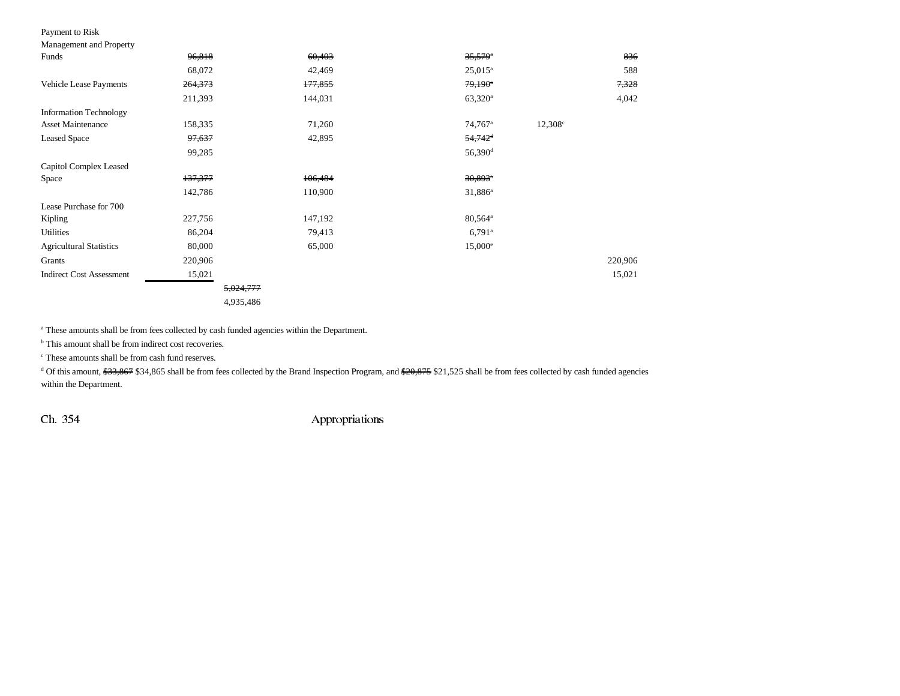| | | | | | | |
|---|---|---|---|---|---|---|
| Payment to Risk Management and Property Funds | ~~96,818~~ | | ~~60,403~~ | ~~35,579~~[a] | | ~~836~~ |
| | 68,072 | | 42,469 | 25,015[a] | | 588 |
| Vehicle Lease Payments | ~~264,373~~ | | ~~177,855~~ | ~~79,190~~[a] | | ~~7,328~~ |
| | 211,393 | | 144,031 | 63,320[a] | | 4,042 |
| Information Technology Asset Maintenance | 158,335 | | 71,260 | 74,767[a] | 12,308[c] | |
| Leased Space | ~~97,637~~ | | 42,895 | ~~54,742~~[d] | | |
| | 99,285 | | | 56,390[d] | | |
| Capitol Complex Leased Space | ~~137,377~~ | | ~~106,484~~ | ~~30,893~~[a] | | |
| | 142,786 | | 110,900 | 31,886[a] | | |
| Lease Purchase for 700 Kipling | 227,756 | | 147,192 | 80,564[a] | | |
| Utilities | 86,204 | | 79,413 | 6,791[a] | | |
| Agricultural Statistics | 80,000 | | 65,000 | 15,000[e] | | |
| Grants | 220,906 | | | | | 220,906 |
| Indirect Cost Assessment | 15,021 | | | | | 15,021 |
| | | ~~5,024,777~~ | | | | |
| | | 4,935,486 | | | | |

[a] These amounts shall be from fees collected by cash funded agencies within the Department.

[b] This amount shall be from indirect cost recoveries.

[c] These amounts shall be from cash fund reserves.

[d] Of this amount, ~~$33,867~~ $34,865 shall be from fees collected by the Brand Inspection Program, and ~~$20,875~~ $21,525 shall be from fees collected by cash funded agencies within the Department.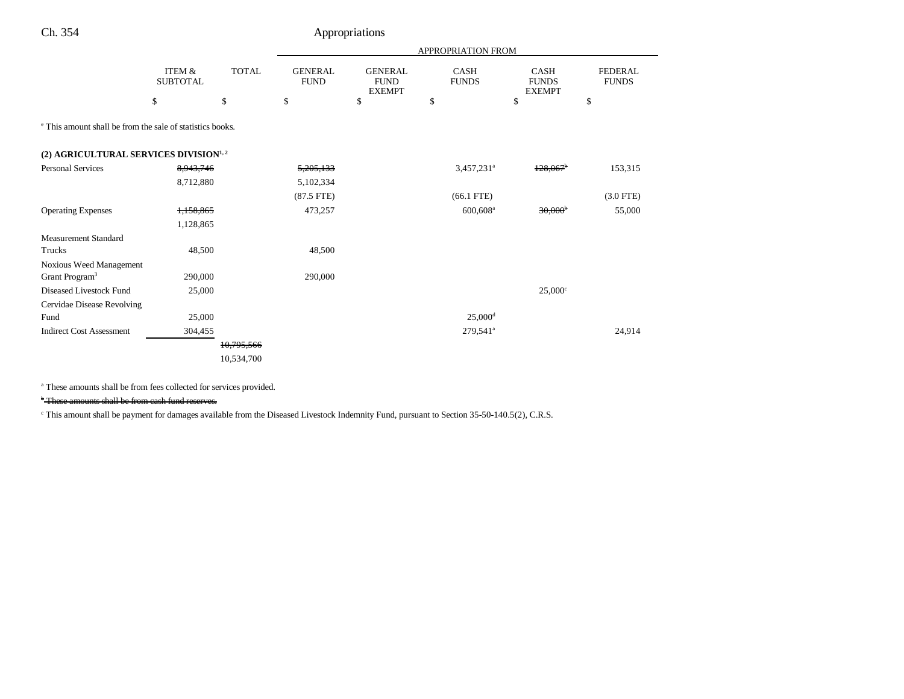| | ITEM & SUBTOTAL | TOTAL | APPROPRIATION FROM GENERAL FUND | GENERAL FUND EXEMPT | CASH FUNDS | CASH FUNDS EXEMPT | FEDERAL FUNDS |
|---|---|---|---|---|---|---|---|
| | $ | $ | $ | $ | $ | $ | $ |

[e] This amount shall be from the sale of statistics books.

**(2) AGRICULTURAL SERVICES DIVISION[1, 2]**

| | ITEM & SUBTOTAL | TOTAL | GENERAL FUND | GENERAL FUND EXEMPT | CASH FUNDS | CASH FUNDS EXEMPT | FEDERAL FUNDS |
|---|---|---|---|---|---|---|---|
| Personal Services | ~~8,943,746~~ | | ~~5,205,133~~ | | 3,457,231[a] | ~~128,067~~[b] | 153,315 |
| | 8,712,880 | | 5,102,334 | | | | |
| | | | (87.5 FTE) | | (66.1 FTE) | | (3.0 FTE) |
| Operating Expenses | ~~1,158,865~~ | | 473,257 | | 600,608[a] | ~~30,000~~[b] | 55,000 |
| | 1,128,865 | | | | | | |
| Measurement Standard Trucks | 48,500 | | 48,500 | | | | |
| Noxious Weed Management Grant Program[3] | 290,000 | | 290,000 | | | | |
| Diseased Livestock Fund | 25,000 | | | | | 25,000[c] | |
| Cervidae Disease Revolving Fund | 25,000 | | | | 25,000[d] | | |
| Indirect Cost Assessment | 304,455 | | | | 279,541[a] | | 24,914 |
| | | ~~10,795,566~~ | | | | | |
| | | 10,534,700 | | | | | |

[a] These amounts shall be from fees collected for services provided.

~~[b] These amounts shall be from cash fund reserves.~~

[c] This amount shall be payment for damages available from the Diseased Livestock Indemnity Fund, pursuant to Section 35-50-140.5(2), C.R.S.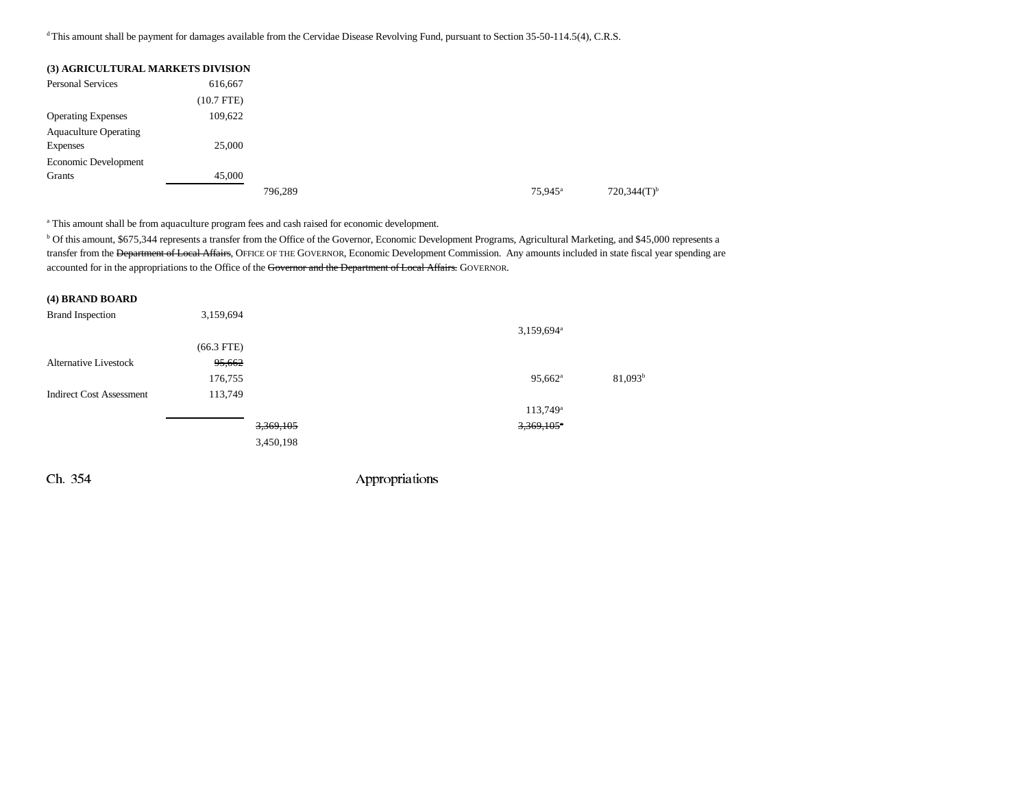[d] This amount shall be payment for damages available from the Cervidae Disease Revolving Fund, pursuant to Section 35-50-114.5(4), C.R.S.

**(3) AGRICULTURAL MARKETS DIVISION**

| | | | | | |
|---|---|---|---|---|---|
| Personal Services | 616,667 | | | | |
| | (10.7 FTE) | | | | |
| Operating Expenses | 109,622 | | | | |
| Aquaculture Operating Expenses | 25,000 | | | | |
| Economic Development Grants | 45,000 | | | | |
| | | 796,289 | | 75,945[a] | 720,344(T)[b] |

[a] This amount shall be from aquaculture program fees and cash raised for economic development.

[b] Of this amount, $675,344 represents a transfer from the Office of the Governor, Economic Development Programs, Agricultural Marketing, and $45,000 represents a transfer from the ~~Department of Local Affairs,~~ OFFICE OF THE GOVERNOR, Economic Development Commission. Any amounts included in state fiscal year spending are accounted for in the appropriations to the Office of the ~~Governor and the Department of Local Affairs.~~ GOVERNOR.

**(4) BRAND BOARD**

| | | | | | |
|---|---|---|---|---|---|
| Brand Inspection | 3,159,694 | | | | |
| | | | | 3,159,694[a] | |
| | (66.3 FTE) | | | | |
| Alternative Livestock | ~~95,662~~ | | | | |
| | 176,755 | | | 95,662[a] | 81,093[b] |
| Indirect Cost Assessment | 113,749 | | | | |
| | | | | 113,749[a] | |
| | | ~~3,369,105~~ | | ~~3,369,105[a]~~ | |
| | | 3,450,198 | | | |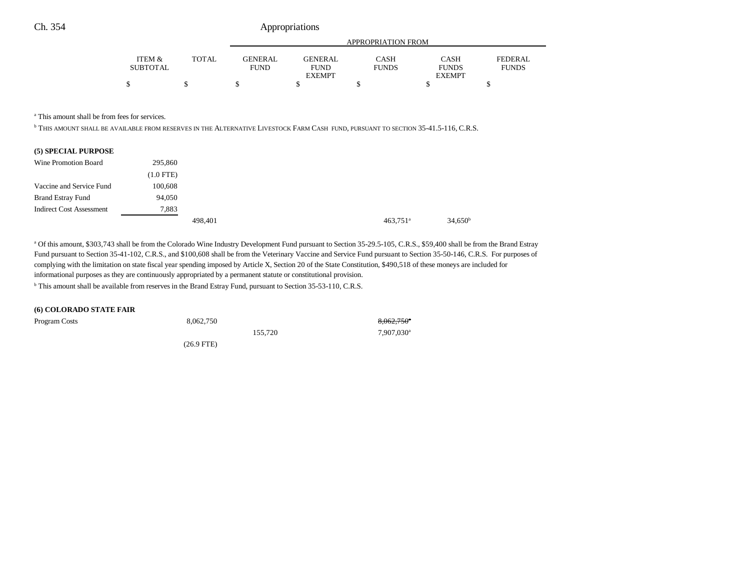| | ITEM & SUBTOTAL | TOTAL | GENERAL FUND | GENERAL FUND EXEMPT | CASH FUNDS | CASH FUNDS EXEMPT | FEDERAL FUNDS |
|---|---|---|---|---|---|---|---|
| | | | APPROPRIATION FROM | | | | |
| | $ | $ | $ | $ | $ | $ | $ |

[a] This amount shall be from fees for services.

[b] THIS AMOUNT SHALL BE AVAILABLE FROM RESERVES IN THE ALTERNATIVE LIVESTOCK FARM CASH FUND, PURSUANT TO SECTION 35-41.5-116, C.R.S.

**(5) SPECIAL PURPOSE**

| | ITEM & SUBTOTAL | TOTAL | GENERAL FUND | GENERAL FUND EXEMPT | CASH FUNDS | CASH FUNDS EXEMPT | FEDERAL FUNDS |
|---|---|---|---|---|---|---|---|
| Wine Promotion Board | 295,860 | | | | | | |
| | (1.0 FTE) | | | | | | |
| Vaccine and Service Fund | 100,608 | | | | | | |
| Brand Estray Fund | 94,050 | | | | | | |
| Indirect Cost Assessment | 7,883 | | | | | | |
| | | 498,401 | | | 463,751[a] | 34,650[b] | |

[a] Of this amount, $303,743 shall be from the Colorado Wine Industry Development Fund pursuant to Section 35-29.5-105, C.R.S., $59,400 shall be from the Brand Estray Fund pursuant to Section 35-41-102, C.R.S., and $100,608 shall be from the Veterinary Vaccine and Service Fund pursuant to Section 35-50-146, C.R.S. For purposes of complying with the limitation on state fiscal year spending imposed by Article X, Section 20 of the State Constitution, $490,518 of these moneys are included for informational purposes as they are continuously appropriated by a permanent statute or constitutional provision.

[b] This amount shall be available from reserves in the Brand Estray Fund, pursuant to Section 35-53-110, C.R.S.

**(6) COLORADO STATE FAIR**

| | ITEM & SUBTOTAL | TOTAL | GENERAL FUND | GENERAL FUND EXEMPT | CASH FUNDS | CASH FUNDS EXEMPT | FEDERAL FUNDS |
|---|---|---|---|---|---|---|---|
| Program Costs | | 8,062,750 | | | ~~8,062,750[a]~~ | | |
| | | | 155,720 | | 7,907,030[a] | | |
| | | (26.9 FTE) | | | | | |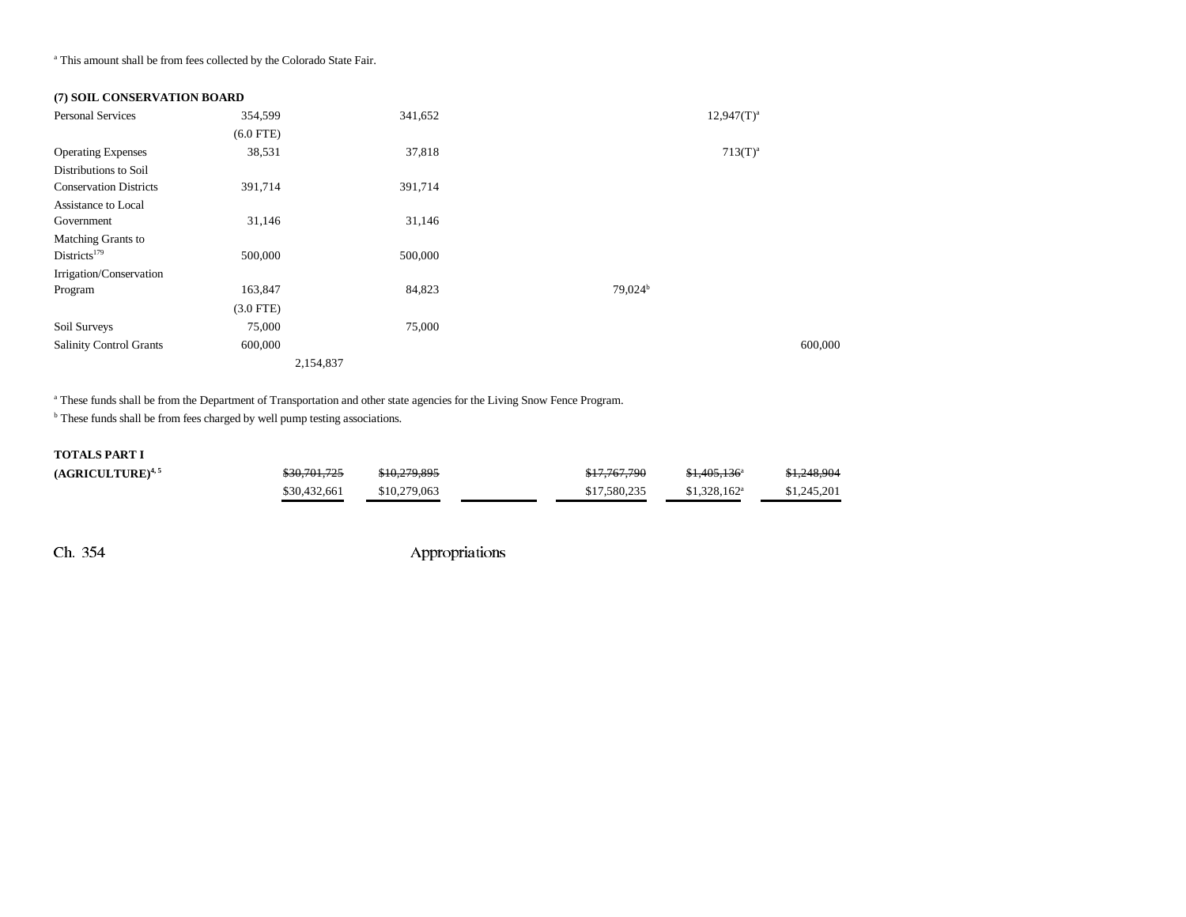[a] This amount shall be from fees collected by the Colorado State Fair.

**(7) SOIL CONSERVATION BOARD**

| | | | | | | | |
|---|---|---|---|---|---|---|---|
| Personal Services | 354,599 | | 341,652 | | | 12,947(T)[a] | |
| | (6.0 FTE) | | | | | | |
| Operating Expenses | 38,531 | | 37,818 | | | 713(T)[a] | |
| Distributions to Soil Conservation Districts | 391,714 | | 391,714 | | | | |
| Assistance to Local Government | 31,146 | | 31,146 | | | | |
| Matching Grants to Districts[179] | 500,000 | | 500,000 | | | | |
| Irrigation/Conservation Program | 163,847 | | 84,823 | | 79,024[b] | | |
| | (3.0 FTE) | | | | | | |
| Soil Surveys | 75,000 | | 75,000 | | | | |
| Salinity Control Grants | 600,000 | | | | | | 600,000 |
| | | 2,154,837 | | | | | |

[a] These funds shall be from the Department of Transportation and other state agencies for the Living Snow Fence Program.

[b] These funds shall be from fees charged by well pump testing associations.

| | | | | | | |
|---|---|---|---|---|---|---|
| **TOTALS PART I (AGRICULTURE)[4, 5]** | ~~$30,701,725~~ | ~~$10,279,895~~ | | ~~$17,767,790~~ | ~~$1,405,136~~[a] | ~~$1,248,904~~ |
| | $30,432,661 | $10,279,063 | | $17,580,235 | $1,328,162[a] | $1,245,201 |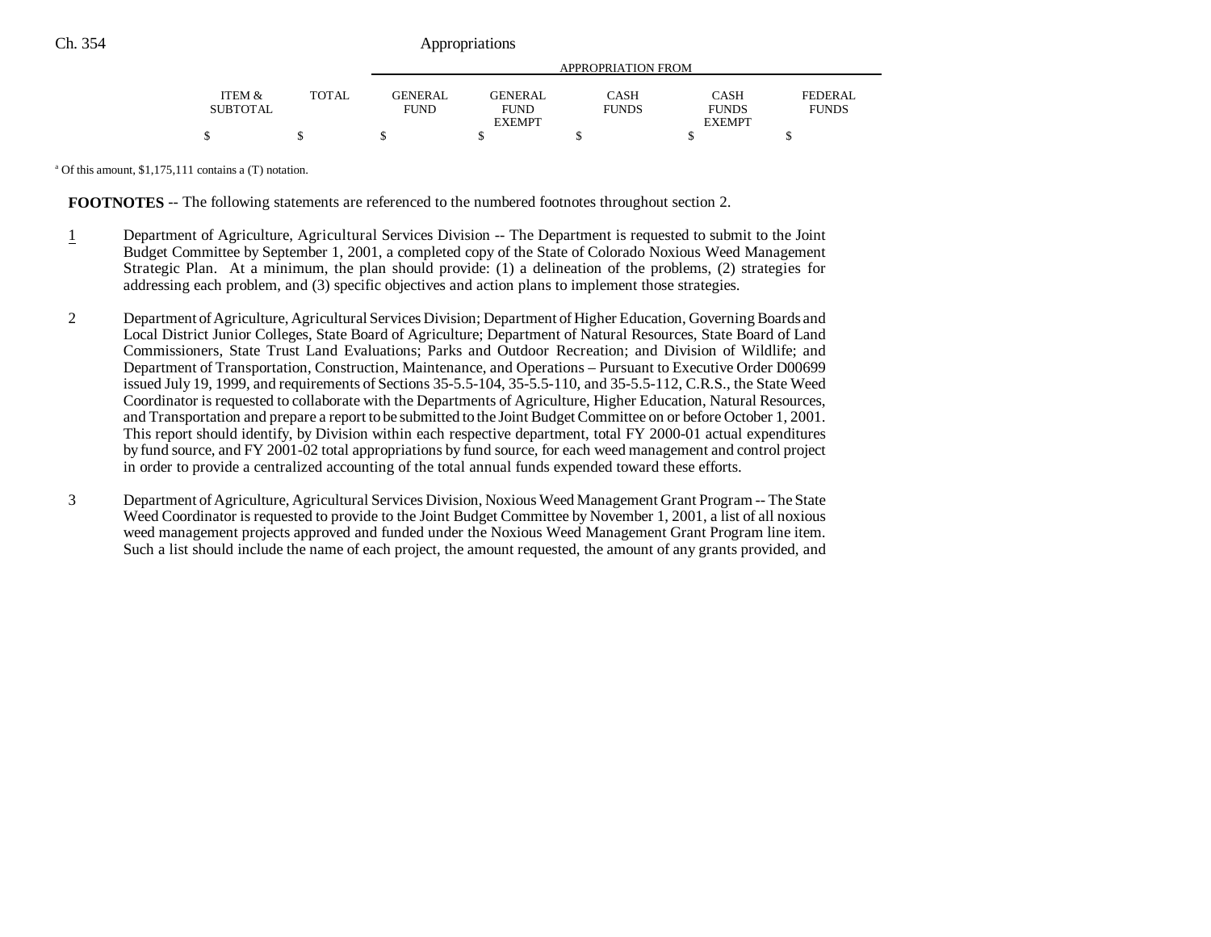| ITEM & SUBTOTAL | TOTAL | GENERAL FUND | GENERAL FUND EXEMPT | CASH FUNDS | CASH FUNDS EXEMPT | FEDERAL FUNDS |
|---|---|---|---|---|---|---|
| $ | $ | $ | $ | $ | $ | $ |

[a] Of this amount, $1,175,111 contains a (T) notation.

**FOOTNOTES** -- The following statements are referenced to the numbered footnotes throughout section 2.

1 Department of Agriculture, Agricultural Services Division -- The Department is requested to submit to the Joint Budget Committee by September 1, 2001, a completed copy of the State of Colorado Noxious Weed Management Strategic Plan. At a minimum, the plan should provide: (1) a delineation of the problems, (2) strategies for addressing each problem, and (3) specific objectives and action plans to implement those strategies.

2 Department of Agriculture, Agricultural Services Division; Department of Higher Education, Governing Boards and Local District Junior Colleges, State Board of Agriculture; Department of Natural Resources, State Board of Land Commissioners, State Trust Land Evaluations; Parks and Outdoor Recreation; and Division of Wildlife; and Department of Transportation, Construction, Maintenance, and Operations – Pursuant to Executive Order D00699 issued July 19, 1999, and requirements of Sections 35-5.5-104, 35-5.5-110, and 35-5.5-112, C.R.S., the State Weed Coordinator is requested to collaborate with the Departments of Agriculture, Higher Education, Natural Resources, and Transportation and prepare a report to be submitted to the Joint Budget Committee on or before October 1, 2001. This report should identify, by Division within each respective department, total FY 2000-01 actual expenditures by fund source, and FY 2001-02 total appropriations by fund source, for each weed management and control project in order to provide a centralized accounting of the total annual funds expended toward these efforts.

3 Department of Agriculture, Agricultural Services Division, Noxious Weed Management Grant Program -- The State Weed Coordinator is requested to provide to the Joint Budget Committee by November 1, 2001, a list of all noxious weed management projects approved and funded under the Noxious Weed Management Grant Program line item. Such a list should include the name of each project, the amount requested, the amount of any grants provided, and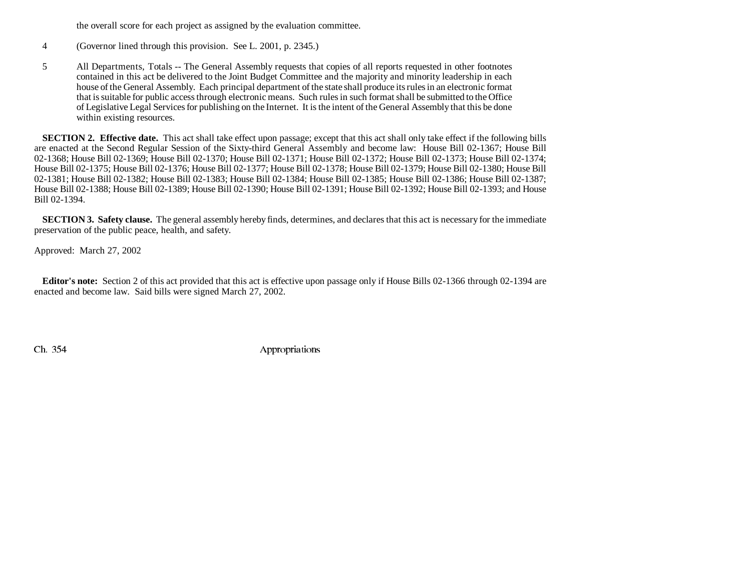the overall score for each project as assigned by the evaluation committee.

4 (Governor lined through this provision. See L. 2001, p. 2345.)

5 All Departments, Totals -- The General Assembly requests that copies of all reports requested in other footnotes contained in this act be delivered to the Joint Budget Committee and the majority and minority leadership in each house of the General Assembly. Each principal department of the state shall produce its rules in an electronic format that is suitable for public access through electronic means. Such rules in such format shall be submitted to the Office of Legislative Legal Services for publishing on the Internet. It is the intent of the General Assembly that this be done within existing resources.

**SECTION 2. Effective date.** This act shall take effect upon passage; except that this act shall only take effect if the following bills are enacted at the Second Regular Session of the Sixty-third General Assembly and become law: House Bill 02-1367; House Bill 02-1368; House Bill 02-1369; House Bill 02-1370; House Bill 02-1371; House Bill 02-1372; House Bill 02-1373; House Bill 02-1374; House Bill 02-1375; House Bill 02-1376; House Bill 02-1377; House Bill 02-1378; House Bill 02-1379; House Bill 02-1380; House Bill 02-1381; House Bill 02-1382; House Bill 02-1383; House Bill 02-1384; House Bill 02-1385; House Bill 02-1386; House Bill 02-1387; House Bill 02-1388; House Bill 02-1389; House Bill 02-1390; House Bill 02-1391; House Bill 02-1392; House Bill 02-1393; and House Bill 02-1394.

**SECTION 3. Safety clause.** The general assembly hereby finds, determines, and declares that this act is necessary for the immediate preservation of the public peace, health, and safety.

Approved: March 27, 2002

**Editor's note:** Section 2 of this act provided that this act is effective upon passage only if House Bills 02-1366 through 02-1394 are enacted and become law. Said bills were signed March 27, 2002.